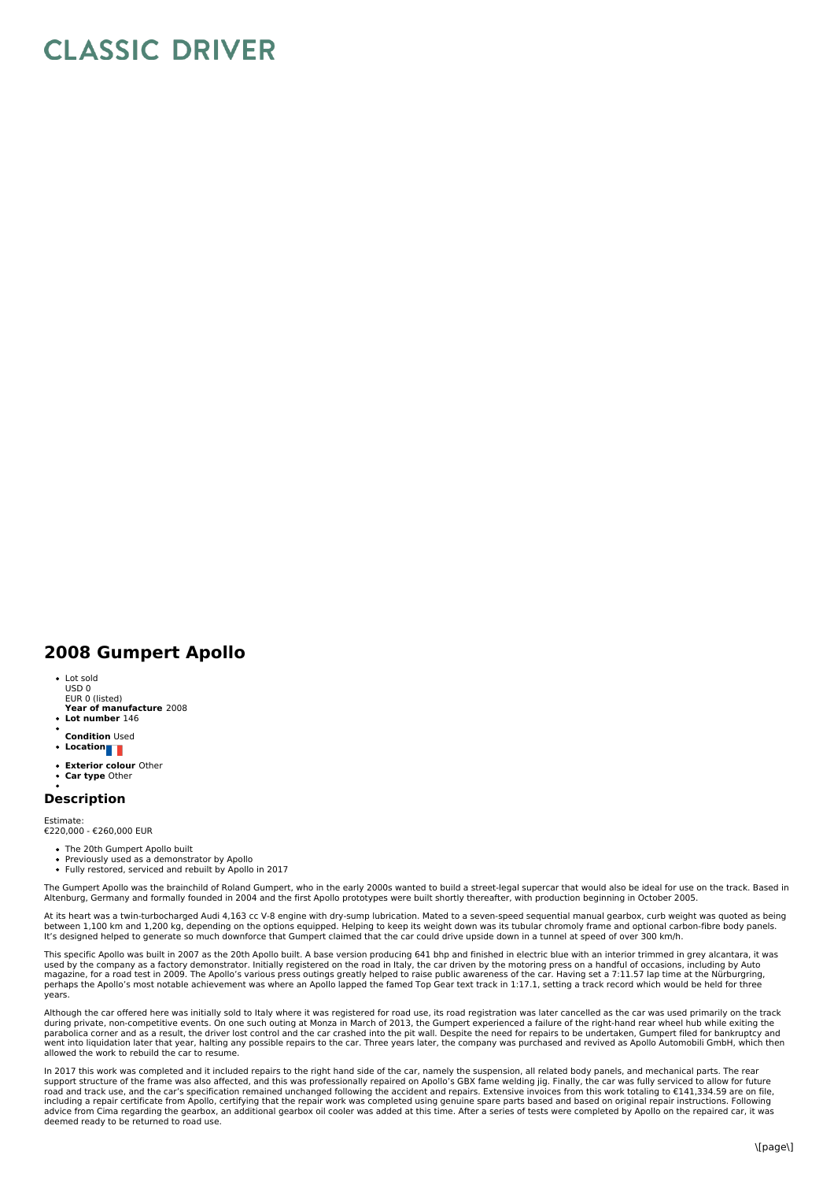# CLASSIC DRIVER

## 2008 Gumpert Apollo

- Lot sold
  USD 0
  EUR 0 (listed)
  **Year of manufacture** 2008
- **Lot number** 146
- 
  **Condition** Used
- **Location**
- **Exterior colour** Other
- **Car type** Other
- 

### Description

Estimate:
€220,000 - €260,000 EUR

- The 20th Gumpert Apollo built
- Previously used as a demonstrator by Apollo
- Fully restored, serviced and rebuilt by Apollo in 2017

The Gumpert Apollo was the brainchild of Roland Gumpert, who in the early 2000s wanted to build a street-legal supercar that would also be ideal for use on the track. Based in Altenburg, Germany and formally founded in 2004 and the first Apollo prototypes were built shortly thereafter, with production beginning in October 2005.

At its heart was a twin-turbocharged Audi 4,163 cc V-8 engine with dry-sump lubrication. Mated to a seven-speed sequential manual gearbox, curb weight was quoted as being between 1,100 km and 1,200 kg, depending on the options equipped. Helping to keep its weight down was its tubular chromoly frame and optional carbon-fibre body panels. It's designed helped to generate so much downforce that Gumpert claimed that the car could drive upside down in a tunnel at speed of over 300 km/h.

This specific Apollo was built in 2007 as the 20th Apollo built. A base version producing 641 bhp and finished in electric blue with an interior trimmed in grey alcantara, it was used by the company as a factory demonstrator. Initially registered on the road in Italy, the car driven by the motoring press on a handful of occasions, including by Auto magazine, for a road test in 2009. The Apollo's various press outings greatly helped to raise public awareness of the car. Having set a 7:11.57 lap time at the Nürburgring, perhaps the Apollo's most notable achievement was where an Apollo lapped the famed Top Gear text track in 1:17.1, setting a track record which would be held for three years.

Although the car offered here was initially sold to Italy where it was registered for road use, its road registration was later cancelled as the car was used primarily on the track during private, non-competitive events. On one such outing at Monza in March of 2013, the Gumpert experienced a failure of the right-hand rear wheel hub while exiting the parabolica corner and as a result, the driver lost control and the car crashed into the pit wall. Despite the need for repairs to be undertaken, Gumpert filed for bankruptcy and went into liquidation later that year, halting any possible repairs to the car. Three years later, the company was purchased and revived as Apollo Automobili GmbH, which then allowed the work to rebuild the car to resume.

In 2017 this work was completed and it included repairs to the right hand side of the car, namely the suspension, all related body panels, and mechanical parts. The rear support structure of the frame was also affected, and this was professionally repaired on Apollo's GBX fame welding jig. Finally, the car was fully serviced to allow for future road and track use, and the car's specification remained unchanged following the accident and repairs. Extensive invoices from this work totaling to €141,334.59 are on file, including a repair certificate from Apollo, certifying that the repair work was completed using genuine spare parts based and based on original repair instructions. Following advice from Cima regarding the gearbox, an additional gearbox oil cooler was added at this time. After a series of tests were completed by Apollo on the repaired car, it was deemed ready to be returned to road use.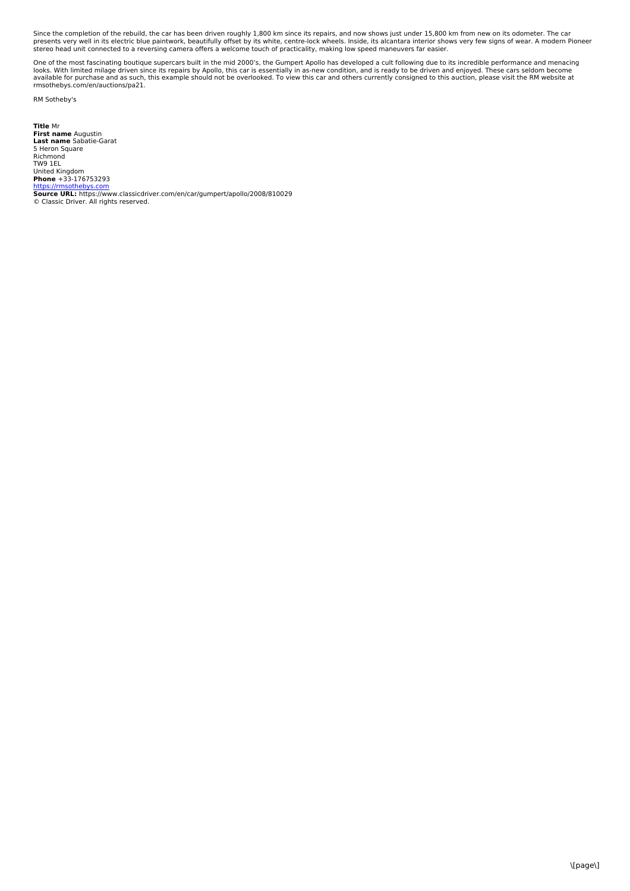Since the completion of the rebuild, the car has been driven roughly 1,800 km since its repairs, and now shows just under 15,800 km from new on its odometer. The car presents very well in its electric blue paintwork, beautifully offset by its white, centre-lock wheels. Inside, its alcantara interior shows very few signs of wear. A modern Pioneer stereo head unit connected to a reversing camera offers a welcome touch of practicality, making low speed maneuvers far easier.

One of the most fascinating boutique supercars built in the mid 2000's, the Gumpert Apollo has developed a cult following due to its incredible performance and menacing looks. With limited milage driven since its repairs by Apollo, this car is essentially in as-new condition, and is ready to be driven and enjoyed. These cars seldom become available for purchase and as such, this example should not be overlooked. To view this car and others currently consigned to this auction, please visit the RM website at rmsothebys.com/en/auctions/pa21.

RM Sotheby's

**Title** Mr
**First name** Augustin
**Last name** Sabatie-Garat
5 Heron Square
Richmond
TW9 1EL
United Kingdom
**Phone** +33-176753293
https://rmsothebys.com
**Source URL:** https://www.classicdriver.com/en/car/gumpert/apollo/2008/810029
© Classic Driver. All rights reserved.